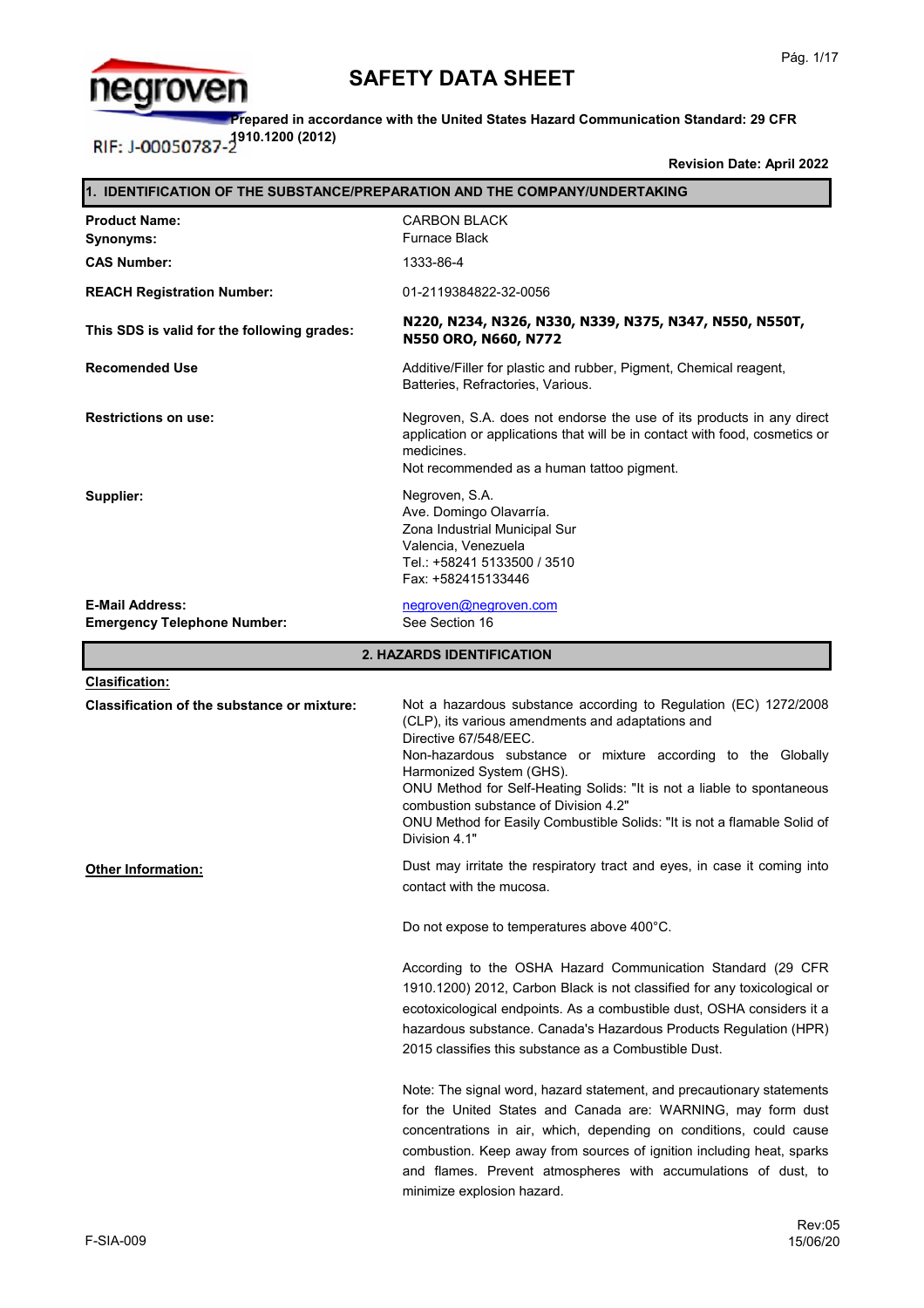negroven

RIF: J-00050787-2

# SAFETY DATA SHEET

**Prepared in accordance with the United States Hazard Communication Standard: 29 CFR 1910.1200 (2012)**

**Revision Date: April 2022**

## 1. IDENTIFICATION OF THE SUBSTANCE/PREPARATION AND THE COMPANY/UNDERTAKING

| | |
|---|---|
| **Product Name:** | CARBON BLACK |
| **Synonyms:** | Furnace Black |
| **CAS Number:** | 1333-86-4 |
| **REACH Registration Number:** | 01-2119384822-32-0056 |
| **This SDS is valid for the following grades:** | **N220, N234, N326, N330, N339, N375, N347, N550, N550T, N550 ORO, N660, N772** |
| **Recomended Use** | Additive/Filler for plastic and rubber, Pigment, Chemical reagent, Batteries, Refractories, Various. |
| **Restrictions on use:** | Negroven, S.A. does not endorse the use of its products in any direct application or applications that will be in contact with food, cosmetics or medicines.<br>Not recommended as a human tattoo pigment. |
| **Supplier:** | Negroven, S.A.<br>Ave. Domingo Olavarría.<br>Zona Industrial Municipal Sur<br>Valencia, Venezuela<br>Tel.: +58241 5133500 / 3510<br>Fax: +582415133446 |
| **E-Mail Address:** | negroven@negroven.com |
| **Emergency Telephone Number:** | See Section 16 |

## 2. HAZARDS IDENTIFICATION

**Clasification:**

**Classification of the substance or mixture:**

Not a hazardous substance according to Regulation (EC) 1272/2008 (CLP), its various amendments and adaptations and Directive 67/548/EEC.
Non-hazardous substance or mixture according to the Globally Harmonized System (GHS).
ONU Method for Self-Heating Solids: "It is not a liable to spontaneous combustion substance of Division 4.2"
ONU Method for Easily Combustible Solids: "It is not a flamable Solid of Division 4.1"

**Other Information:**

Dust may irritate the respiratory tract and eyes, in case it coming into contact with the mucosa.

Do not expose to temperatures above 400°C.

According to the OSHA Hazard Communication Standard (29 CFR 1910.1200) 2012, Carbon Black is not classified for any toxicological or ecotoxicological endpoints. As a combustible dust, OSHA considers it a hazardous substance. Canada's Hazardous Products Regulation (HPR) 2015 classifies this substance as a Combustible Dust.

Note: The signal word, hazard statement, and precautionary statements for the United States and Canada are: WARNING, may form dust concentrations in air, which, depending on conditions, could cause combustion. Keep away from sources of ignition including heat, sparks and flames. Prevent atmospheres with accumulations of dust, to minimize explosion hazard.

F-SIA-009

Rev:05
15/06/20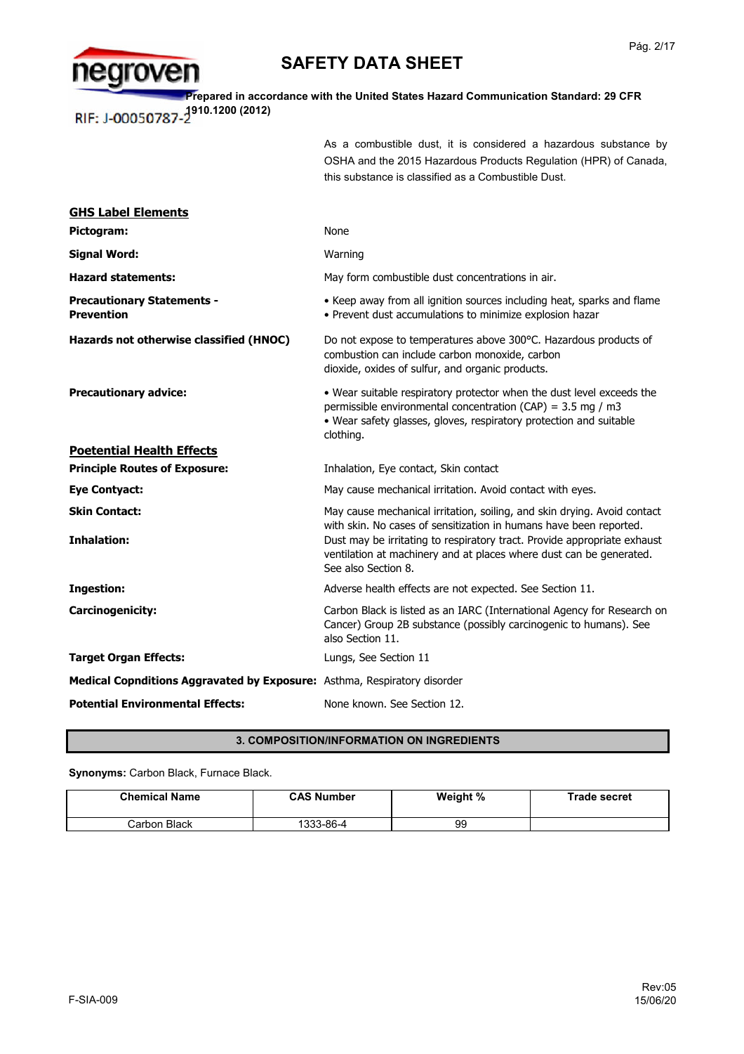As a combustible dust, it is considered a hazardous substance by OSHA and the 2015 Hazardous Products Regulation (HPR) of Canada, this substance is classified as a Combustible Dust.

## GHS Label Elements

**Pictogram:** None

**Signal Word:** Warning

**Hazard statements:** May form combustible dust concentrations in air.

**Precautionary Statements - Prevention**

- Keep away from all ignition sources including heat, sparks and flame
- Prevent dust accumulations to minimize explosion hazar

**Hazards not otherwise classified (HNOC)**: Do not expose to temperatures above 300°C. Hazardous products of combustion can include carbon monoxide, carbon dioxide, oxides of sulfur, and organic products.

**Precautionary advice:**

- Wear suitable respiratory protector when the dust level exceeds the permissible environmental concentration (CAP) = 3.5 mg / m3
- Wear safety glasses, gloves, respiratory protection and suitable clothing.

## Poetential Health Effects

**Principle Routes of Exposure:** Inhalation, Eye contact, Skin contact

**Eye Contyact:** May cause mechanical irritation. Avoid contact with eyes.

**Skin Contact:** May cause mechanical irritation, soiling, and skin drying. Avoid contact with skin. No cases of sensitization in humans have been reported.

**Inhalation:** Dust may be irritating to respiratory tract. Provide appropriate exhaust ventilation at machinery and at places where dust can be generated. See also Section 8.

**Ingestion:** Adverse health effects are not expected. See Section 11.

**Carcinogenicity:** Carbon Black is listed as an IARC (International Agency for Research on Cancer) Group 2B substance (possibly carcinogenic to humans). See also Section 11.

**Target Organ Effects:** Lungs, See Section 11

**Medical Copnditions Aggravated by Exposure:** Asthma, Respiratory disorder

**Potential Environmental Effects:** None known. See Section 12.

## 3. COMPOSITION/INFORMATION ON INGREDIENTS

**Synonyms:** Carbon Black, Furnace Black.

| Chemical Name | CAS Number | Weight % | Trade secret |
|---|---|---|---|
| Carbon Black | 1333-86-4 | 99 | |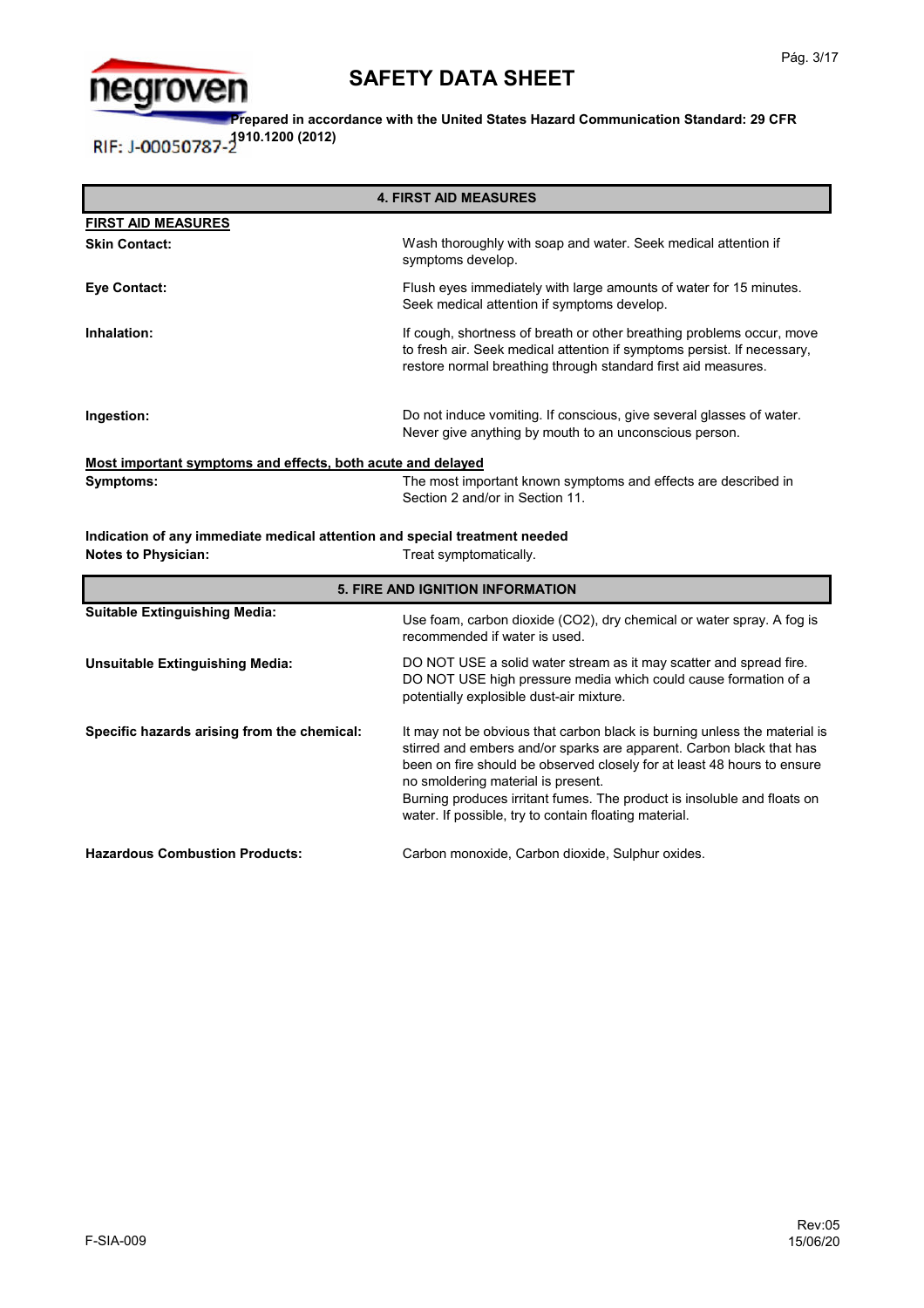## 4. FIRST AID MEASURES

**FIRST AID MEASURES**

| | |
|---|---|
| **Skin Contact:** | Wash thoroughly with soap and water. Seek medical attention if symptoms develop. |
| **Eye Contact:** | Flush eyes immediately with large amounts of water for 15 minutes. Seek medical attention if symptoms develop. |
| **Inhalation:** | If cough, shortness of breath or other breathing problems occur, move to fresh air. Seek medical attention if symptoms persist. If necessary, restore normal breathing through standard first aid measures. |
| **Ingestion:** | Do not induce vomiting. If conscious, give several glasses of water. Never give anything by mouth to an unconscious person. |

**Most important symptoms and effects, both acute and delayed**

| | |
|---|---|
| **Symptoms:** | The most important known symptoms and effects are described in Section 2 and/or in Section 11. |

**Indication of any immediate medical attention and special treatment needed**

| | |
|---|---|
| **Notes to Physician:** | Treat symptomatically. |

## 5. FIRE AND IGNITION INFORMATION

| | |
|---|---|
| **Suitable Extinguishing Media:** | Use foam, carbon dioxide ($CO_2$), dry chemical or water spray. A fog is recommended if water is used. |
| **Unsuitable Extinguishing Media:** | DO NOT USE a solid water stream as it may scatter and spread fire. DO NOT USE high pressure media which could cause formation of a potentially explosible dust-air mixture. |
| **Specific hazards arising from the chemical:** | It may not be obvious that carbon black is burning unless the material is stirred and embers and/or sparks are apparent. Carbon black that has been on fire should be observed closely for at least 48 hours to ensure no smoldering material is present.<br>Burning produces irritant fumes. The product is insoluble and floats on water. If possible, try to contain floating material. |
| **Hazardous Combustion Products:** | Carbon monoxide, Carbon dioxide, Sulphur oxides. |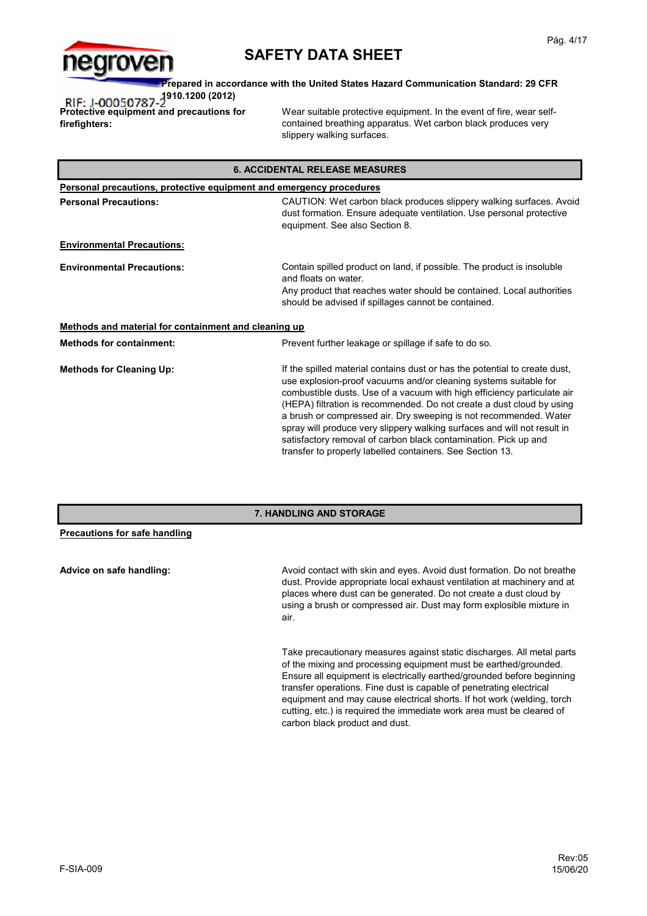**Protective equipment and precautions for firefighters:** Wear suitable protective equipment. In the event of fire, wear self-contained breathing apparatus. Wet carbon black produces very slippery walking surfaces.

## 6. ACCIDENTAL RELEASE MEASURES

**Personal precautions, protective equipment and emergency procedures**

**Personal Precautions:** CAUTION: Wet carbon black produces slippery walking surfaces. Avoid dust formation. Ensure adequate ventilation. Use personal protective equipment. See also Section 8.

**Environmental Precautions:**

**Environmental Precautions:** Contain spilled product on land, if possible. The product is insoluble and floats on water.
Any product that reaches water should be contained. Local authorities should be advised if spillages cannot be contained.

**Methods and material for containment and cleaning up**

**Methods for containment:** Prevent further leakage or spillage if safe to do so.

**Methods for Cleaning Up:** If the spilled material contains dust or has the potential to create dust, use explosion-proof vacuums and/or cleaning systems suitable for combustible dusts. Use of a vacuum with high efficiency particulate air (HEPA) filtration is recommended. Do not create a dust cloud by using a brush or compressed air. Dry sweeping is not recommended. Water spray will produce very slippery walking surfaces and will not result in satisfactory removal of carbon black contamination. Pick up and transfer to properly labelled containers. See Section 13.

## 7. HANDLING AND STORAGE

**Precautions for safe handling**

**Advice on safe handling:** Avoid contact with skin and eyes. Avoid dust formation. Do not breathe dust. Provide appropriate local exhaust ventilation at machinery and at places where dust can be generated. Do not create a dust cloud by using a brush or compressed air. Dust may form explosible mixture in air.

Take precautionary measures against static discharges. All metal parts of the mixing and processing equipment must be earthed/grounded. Ensure all equipment is electrically earthed/grounded before beginning transfer operations. Fine dust is capable of penetrating electrical equipment and may cause electrical shorts. If hot work (welding, torch cutting, etc.) is required the immediate work area must be cleared of carbon black product and dust.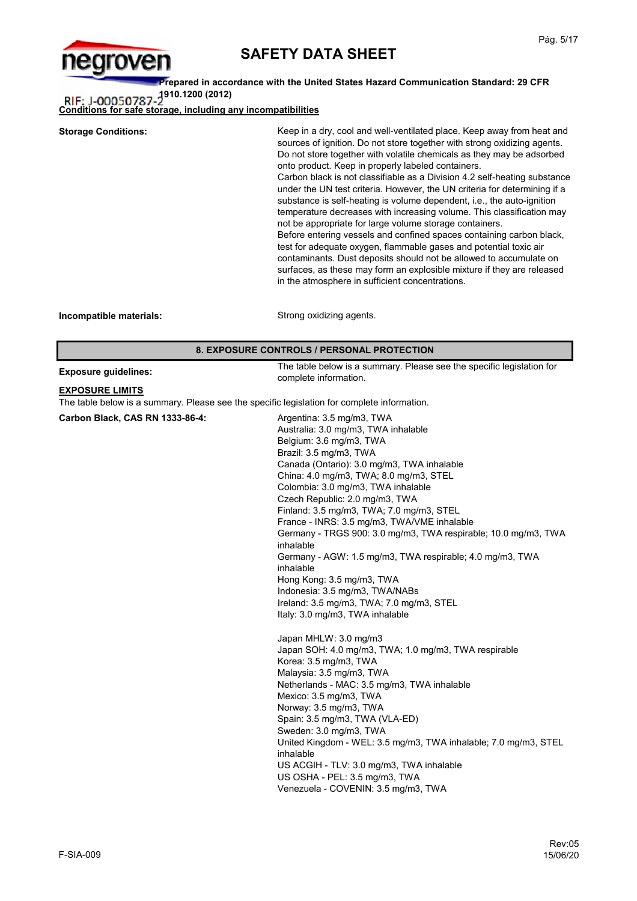**Conditions for safe storage, including any incompatibilities**

**Storage Conditions:**

Keep in a dry, cool and well-ventilated place. Keep away from heat and sources of ignition. Do not store together with strong oxidizing agents. Do not store together with volatile chemicals as they may be adsorbed onto product. Keep in properly labeled containers.
Carbon black is not classifiable as a Division 4.2 self-heating substance under the UN test criteria. However, the UN criteria for determining if a substance is self-heating is volume dependent, i.e., the auto-ignition temperature decreases with increasing volume. This classification may not be appropriate for large volume storage containers.
Before entering vessels and confined spaces containing carbon black, test for adequate oxygen, flammable gases and potential toxic air contaminants. Dust deposits should not be allowed to accumulate on surfaces, as these may form an explosible mixture if they are released in the atmosphere in sufficient concentrations.

**Incompatible materials:** Strong oxidizing agents.

## 8. EXPOSURE CONTROLS / PERSONAL PROTECTION

**Exposure guidelines:** The table below is a summary. Please see the specific legislation for complete information.

**EXPOSURE LIMITS**

The table below is a summary. Please see the specific legislation for complete information.

**Carbon Black, CAS RN 1333-86-4:**

Argentina: 3.5 mg/m3, TWA
Australia: 3.0 mg/m3, TWA inhalable
Belgium: 3.6 mg/m3, TWA
Brazil: 3.5 mg/m3, TWA
Canada (Ontario): 3.0 mg/m3, TWA inhalable
China: 4.0 mg/m3, TWA; 8.0 mg/m3, STEL
Colombia: 3.0 mg/m3, TWA inhalable
Czech Republic: 2.0 mg/m3, TWA
Finland: 3.5 mg/m3, TWA; 7.0 mg/m3, STEL
France - INRS: 3.5 mg/m3, TWA/VME inhalable
Germany - TRGS 900: 3.0 mg/m3, TWA respirable; 10.0 mg/m3, TWA inhalable
Germany - AGW: 1.5 mg/m3, TWA respirable; 4.0 mg/m3, TWA inhalable
Hong Kong: 3.5 mg/m3, TWA
Indonesia: 3.5 mg/m3, TWA/NABs
Ireland: 3.5 mg/m3, TWA; 7.0 mg/m3, STEL
Italy: 3.0 mg/m3, TWA inhalable

Japan MHLW: 3.0 mg/m3
Japan SOH: 4.0 mg/m3, TWA; 1.0 mg/m3, TWA respirable
Korea: 3.5 mg/m3, TWA
Malaysia: 3.5 mg/m3, TWA
Netherlands - MAC: 3.5 mg/m3, TWA inhalable
Mexico: 3.5 mg/m3, TWA
Norway: 3.5 mg/m3, TWA
Spain: 3.5 mg/m3, TWA (VLA-ED)
Sweden: 3.0 mg/m3, TWA
United Kingdom - WEL: 3.5 mg/m3, TWA inhalable; 7.0 mg/m3, STEL inhalable
US ACGIH - TLV: 3.0 mg/m3, TWA inhalable
US OSHA - PEL: 3.5 mg/m3, TWA
Venezuela - COVENIN: 3.5 mg/m3, TWA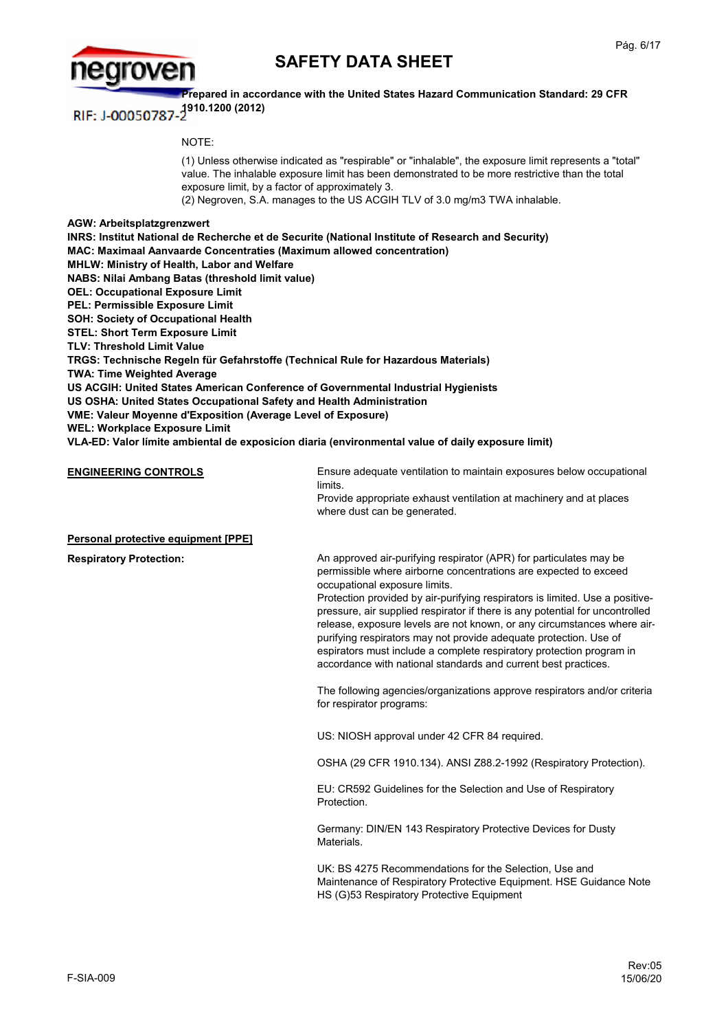NOTE:

(1) Unless otherwise indicated as "respirable" or "inhalable", the exposure limit represents a "total" value. The inhalable exposure limit has been demonstrated to be more restrictive than the total exposure limit, by a factor of approximately 3.
(2) Negroven, S.A. manages to the US ACGIH TLV of 3.0 mg/m3 TWA inhalable.

**AGW: Arbeitsplatzgrenzwert**
**INRS: Institut National de Recherche et de Securite (National Institute of Research and Security)**
**MAC: Maximaal Aanvaarde Concentraties (Maximum allowed concentration)**
**MHLW: Ministry of Health, Labor and Welfare**
**NABS: Nilai Ambang Batas (threshold limit value)**
**OEL: Occupational Exposure Limit**
**PEL: Permissible Exposure Limit**
**SOH: Society of Occupational Health**
**STEL: Short Term Exposure Limit**
**TLV: Threshold Limit Value**
**TRGS: Technische Regeln für Gefahrstoffe (Technical Rule for Hazardous Materials)**
**TWA: Time Weighted Average**
**US ACGIH: United States American Conference of Governmental Industrial Hygienists**
**US OSHA: United States Occupational Safety and Health Administration**
**VME: Valeur Moyenne d'Exposition (Average Level of Exposure)**
**WEL: Workplace Exposure Limit**
**VLA-ED: Valor límite ambiental de exposicíon diaria (environmental value of daily exposure limit)**

**ENGINEERING CONTROLS**

Ensure adequate ventilation to maintain exposures below occupational limits.
Provide appropriate exhaust ventilation at machinery and at places where dust can be generated.

**Personal protective equipment [PPE]**

**Respiratory Protection:**

An approved air-purifying respirator (APR) for particulates may be permissible where airborne concentrations are expected to exceed occupational exposure limits.
Protection provided by air-purifying respirators is limited. Use a positive-pressure, air supplied respirator if there is any potential for uncontrolled release, exposure levels are not known, or any circumstances where air-purifying respirators may not provide adequate protection. Use of espirators must include a complete respiratory protection program in accordance with national standards and current best practices.

The following agencies/organizations approve respirators and/or criteria for respirator programs:

US: NIOSH approval under 42 CFR 84 required.

OSHA (29 CFR 1910.134). ANSI Z88.2-1992 (Respiratory Protection).

EU: CR592 Guidelines for the Selection and Use of Respiratory Protection.

Germany: DIN/EN 143 Respiratory Protective Devices for Dusty Materials.

UK: BS 4275 Recommendations for the Selection, Use and Maintenance of Respiratory Protective Equipment. HSE Guidance Note HS (G)53 Respiratory Protective Equipment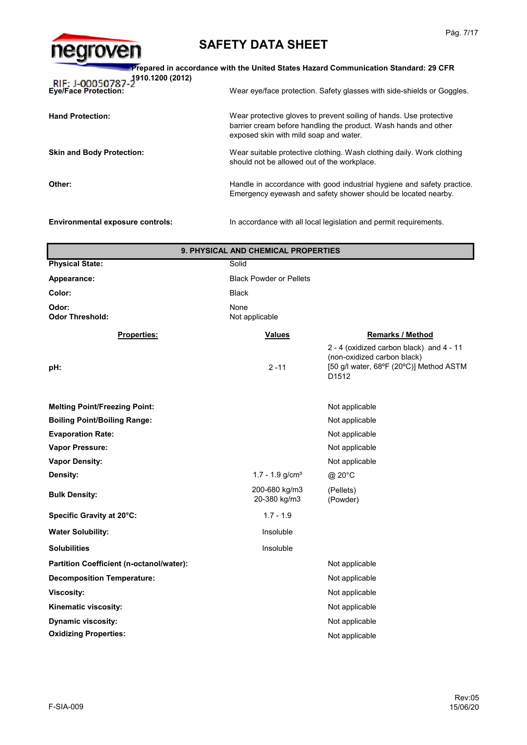| | |
|---|---|
| **Eye/Face Protection:** | Wear eye/face protection. Safety glasses with side-shields or Goggles. |
| **Hand Protection:** | Wear protective gloves to prevent soiling of hands. Use protective barrier cream before handling the product. Wash hands and other exposed skin with mild soap and water. |
| **Skin and Body Protection:** | Wear suitable protective clothing. Wash clothing daily. Work clothing should not be allowed out of the workplace. |
| **Other:** | Handle in accordance with good industrial hygiene and safety practice. Emergency eyewash and safety shower should be located nearby. |
| **Environmental exposure controls:** | In accordance with all local legislation and permit requirements. |

## 9. PHYSICAL AND CHEMICAL PROPERTIES

| | |
|---|---|
| **Physical State:** | Solid |
| **Appearance:** | Black Powder or Pellets |
| **Color:** | Black |
| **Odor:** | None |
| **Odor Threshold:** | Not applicable |

| Properties: | Values | Remarks / Method |
|---|---|---|
| **pH:** | 2 -11 | 2 - 4 (oxidized carbon black) and 4 - 11 (non-oxidized carbon black) [50 g/l water, 68ºF (20ºC)] Method ASTM D1512 |
| **Melting Point/Freezing Point:** | | Not applicable |
| **Boiling Point/Boiling Range:** | | Not applicable |
| **Evaporation Rate:** | | Not applicable |
| **Vapor Pressure:** | | Not applicable |
| **Vapor Density:** | | Not applicable |
| **Density:** | 1.7 - 1.9 g/cm³ | @ 20°C |
| **Bulk Density:** | 200-680 kg/m3<br>20-380 kg/m3 | (Pellets)<br>(Powder) |
| **Specific Gravity at 20°C:** | 1.7 - 1.9 | |
| **Water Solubility:** | Insoluble | |
| **Solubilities** | Insoluble | |
| **Partition Coefficient (n-octanol/water):** | | Not applicable |
| **Decomposition Temperature:** | | Not applicable |
| **Viscosity:** | | Not applicable |
| **Kinematic viscosity:** | | Not applicable |
| **Dynamic viscosity:** | | Not applicable |
| **Oxidizing Properties:** | | Not applicable |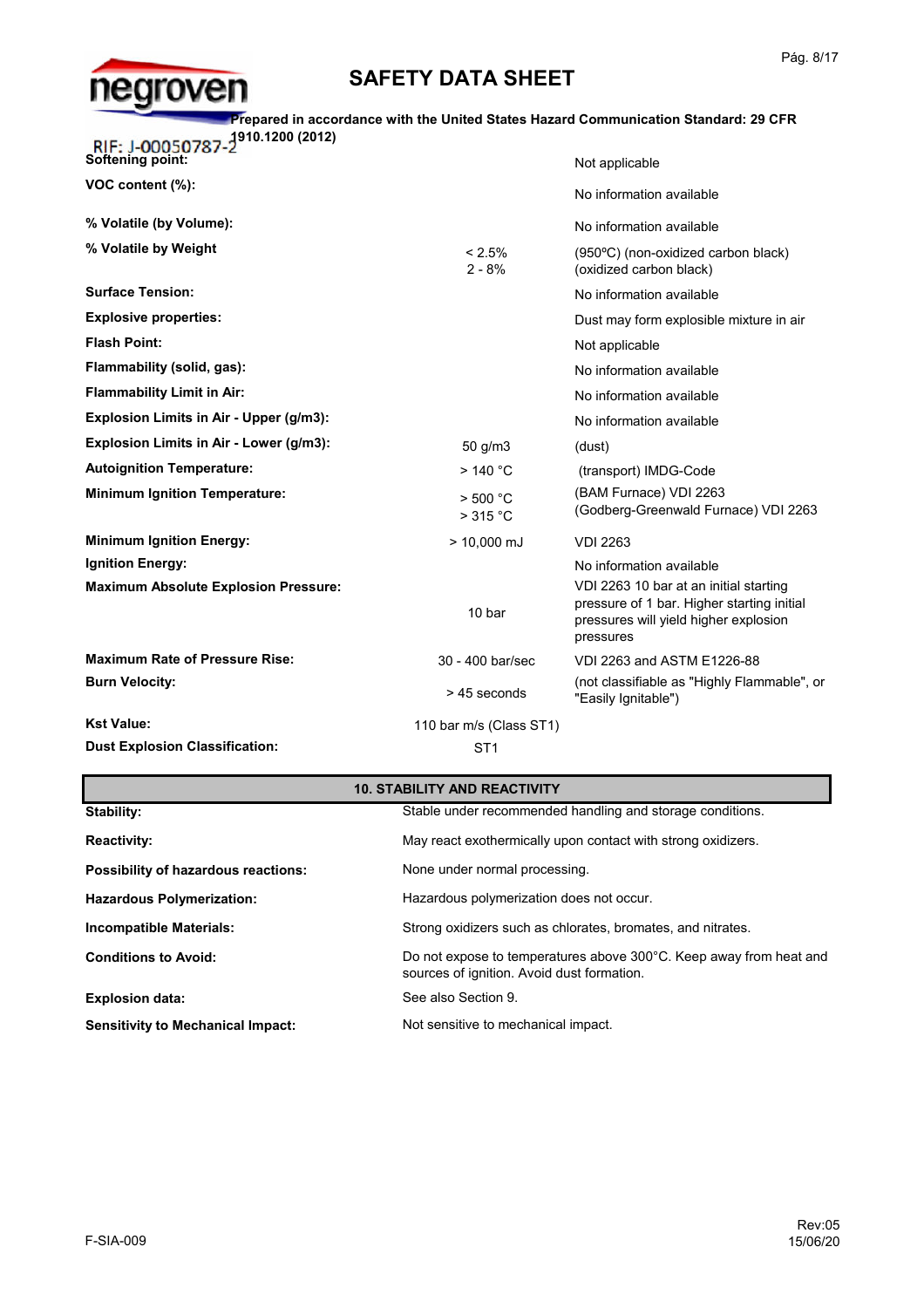| | | |
|---|---|---|
| **Softening point:** | | Not applicable |
| **VOC content (%):** | | No information available |
| **% Volatile (by Volume):** | | No information available |
| **% Volatile by Weight** | < 2.5%<br>2 - 8% | (950ºC) (non-oxidized carbon black)<br>(oxidized carbon black) |
| **Surface Tension:** | | No information available |
| **Explosive properties:** | | Dust may form explosible mixture in air |
| **Flash Point:** | | Not applicable |
| **Flammability (solid, gas):** | | No information available |
| **Flammability Limit in Air:** | | No information available |
| **Explosion Limits in Air - Upper (g/m3):** | | No information available |
| **Explosion Limits in Air - Lower (g/m3):** | 50 g/m3 | (dust) |
| **Autoignition Temperature:** | > 140 °C | (transport) IMDG-Code |
| **Minimum Ignition Temperature:** | > 500 °C<br>> 315 °C | (BAM Furnace) VDI 2263<br>(Godberg-Greenwald Furnace) VDI 2263 |
| **Minimum Ignition Energy:** | > 10,000 mJ | VDI 2263 |
| **Ignition Energy:** | | No information available |
| **Maximum Absolute Explosion Pressure:** | 10 bar | VDI 2263 10 bar at an initial starting pressure of 1 bar. Higher starting initial pressures will yield higher explosion pressures |
| **Maximum Rate of Pressure Rise:** | 30 - 400 bar/sec | VDI 2263 and ASTM E1226-88 |
| **Burn Velocity:** | > 45 seconds | (not classifiable as "Highly Flammable", or "Easily Ignitable") |
| **Kst Value:** | 110 bar m/s (Class ST1) | |
| **Dust Explosion Classification:** | ST1 | |

## 10. STABILITY AND REACTIVITY

| | |
|---|---|
| **Stability:** | Stable under recommended handling and storage conditions. |
| **Reactivity:** | May react exothermically upon contact with strong oxidizers. |
| **Possibility of hazardous reactions:** | None under normal processing. |
| **Hazardous Polymerization:** | Hazardous polymerization does not occur. |
| **Incompatible Materials:** | Strong oxidizers such as chlorates, bromates, and nitrates. |
| **Conditions to Avoid:** | Do not expose to temperatures above 300°C. Keep away from heat and sources of ignition. Avoid dust formation. |
| **Explosion data:** | See also Section 9. |
| **Sensitivity to Mechanical Impact:** | Not sensitive to mechanical impact. |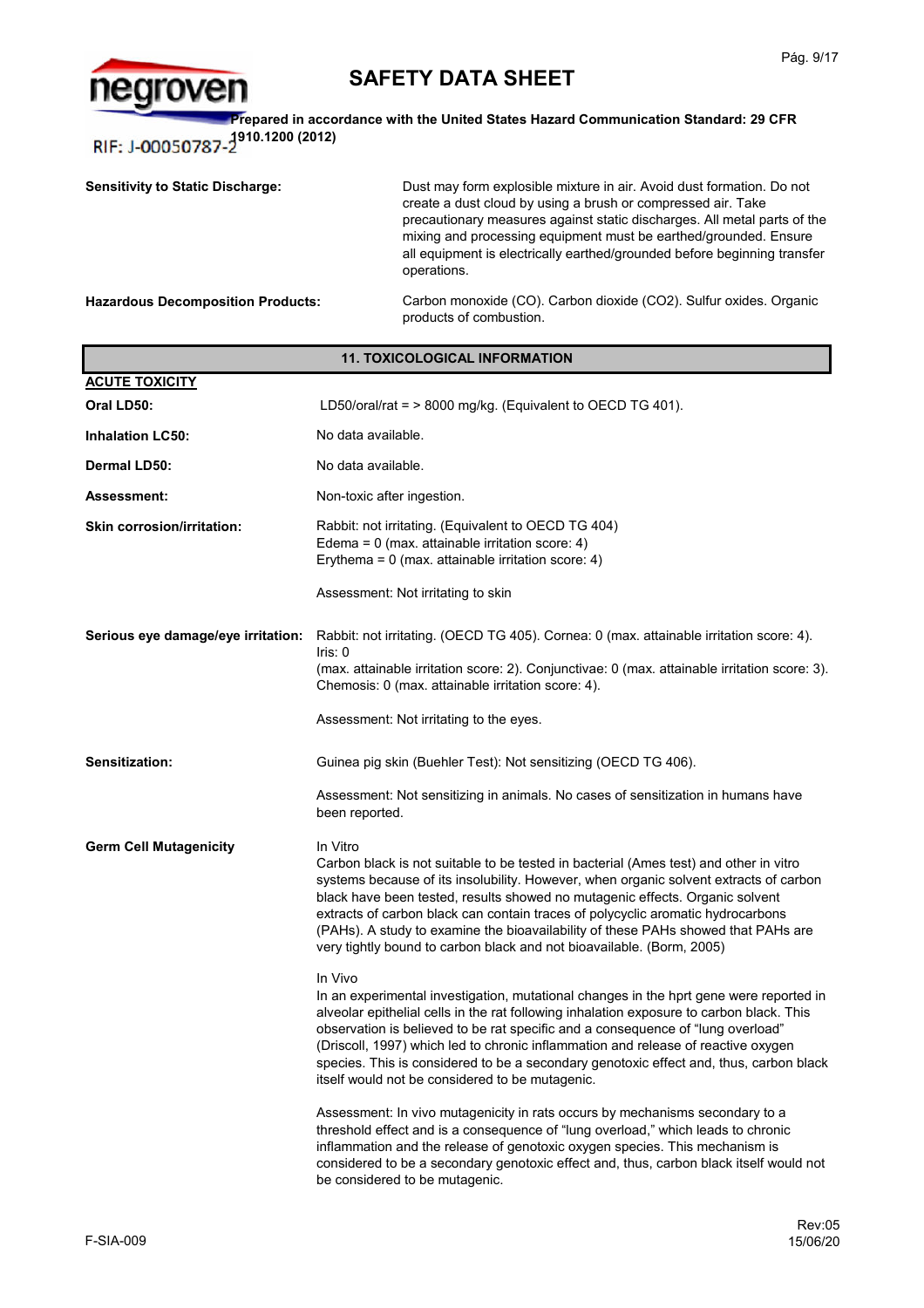**Sensitivity to Static Discharge:** Dust may form explosible mixture in air. Avoid dust formation. Do not create a dust cloud by using a brush or compressed air. Take precautionary measures against static discharges. All metal parts of the mixing and processing equipment must be earthed/grounded. Ensure all equipment is electrically earthed/grounded before beginning transfer operations.

**Hazardous Decomposition Products:** Carbon monoxide (CO). Carbon dioxide ($CO_2$). Sulfur oxides. Organic products of combustion.

## 11. TOXICOLOGICAL INFORMATION

**ACUTE TOXICITY**

**Oral LD50:** LD50/oral/rat = > 8000 mg/kg. (Equivalent to OECD TG 401).

**Inhalation LC50:** No data available.

**Dermal LD50:** No data available.

**Assessment:** Non-toxic after ingestion.

**Skin corrosion/irritation:** Rabbit: not irritating. (Equivalent to OECD TG 404)
Edema = 0 (max. attainable irritation score: 4)
Erythema = 0 (max. attainable irritation score: 4)

Assessment: Not irritating to skin

**Serious eye damage/eye irritation:** Rabbit: not irritating. (OECD TG 405). Cornea: 0 (max. attainable irritation score: 4).
Iris: 0
(max. attainable irritation score: 2). Conjunctivae: 0 (max. attainable irritation score: 3).
Chemosis: 0 (max. attainable irritation score: 4).

Assessment: Not irritating to the eyes.

**Sensitization:** Guinea pig skin (Buehler Test): Not sensitizing (OECD TG 406).

Assessment: Not sensitizing in animals. No cases of sensitization in humans have been reported.

**Germ Cell Mutagenicity**

In Vitro
Carbon black is not suitable to be tested in bacterial (Ames test) and other in vitro systems because of its insolubility. However, when organic solvent extracts of carbon black have been tested, results showed no mutagenic effects. Organic solvent extracts of carbon black can contain traces of polycyclic aromatic hydrocarbons (PAHs). A study to examine the bioavailability of these PAHs showed that PAHs are very tightly bound to carbon black and not bioavailable. (Borm, 2005)

In Vivo
In an experimental investigation, mutational changes in the hprt gene were reported in alveolar epithelial cells in the rat following inhalation exposure to carbon black. This observation is believed to be rat specific and a consequence of "lung overload" (Driscoll, 1997) which led to chronic inflammation and release of reactive oxygen species. This is considered to be a secondary genotoxic effect and, thus, carbon black itself would not be considered to be mutagenic.

Assessment: In vivo mutagenicity in rats occurs by mechanisms secondary to a threshold effect and is a consequence of "lung overload," which leads to chronic inflammation and the release of genotoxic oxygen species. This mechanism is considered to be a secondary genotoxic effect and, thus, carbon black itself would not be considered to be mutagenic.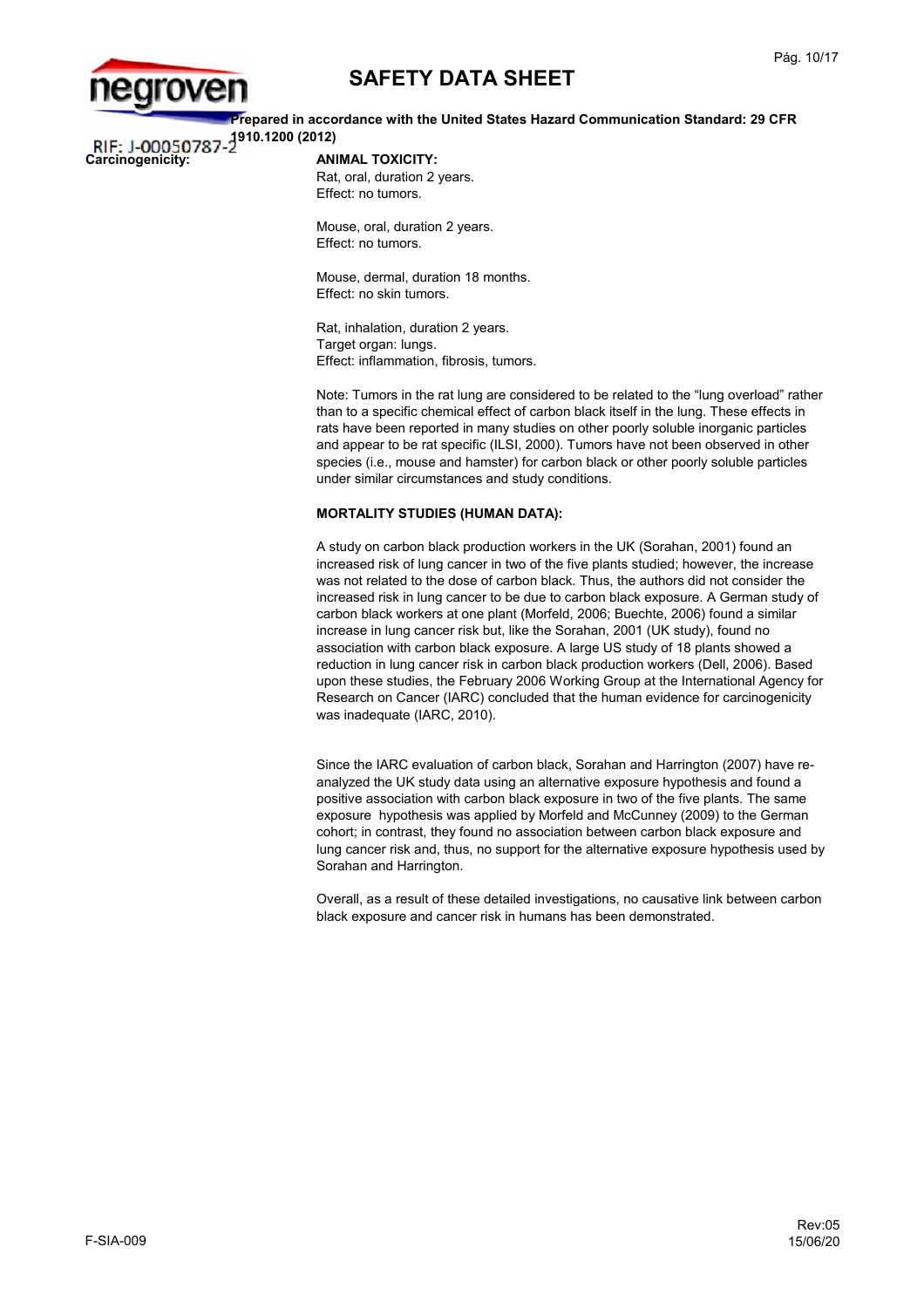**Carcinogenicity:**

**ANIMAL TOXICITY:**

Rat, oral, duration 2 years.
Effect: no tumors.

Mouse, oral, duration 2 years.
Effect: no tumors.

Mouse, dermal, duration 18 months.
Effect: no skin tumors.

Rat, inhalation, duration 2 years.
Target organ: lungs.
Effect: inflammation, fibrosis, tumors.

Note: Tumors in the rat lung are considered to be related to the “lung overload” rather than to a specific chemical effect of carbon black itself in the lung. These effects in rats have been reported in many studies on other poorly soluble inorganic particles and appear to be rat specific (ILSI, 2000). Tumors have not been observed in other species (i.e., mouse and hamster) for carbon black or other poorly soluble particles under similar circumstances and study conditions.

**MORTALITY STUDIES (HUMAN DATA):**

A study on carbon black production workers in the UK (Sorahan, 2001) found an increased risk of lung cancer in two of the five plants studied; however, the increase was not related to the dose of carbon black. Thus, the authors did not consider the increased risk in lung cancer to be due to carbon black exposure. A German study of carbon black workers at one plant (Morfeld, 2006; Buechte, 2006) found a similar increase in lung cancer risk but, like the Sorahan, 2001 (UK study), found no association with carbon black exposure. A large US study of 18 plants showed a reduction in lung cancer risk in carbon black production workers (Dell, 2006). Based upon these studies, the February 2006 Working Group at the International Agency for Research on Cancer (IARC) concluded that the human evidence for carcinogenicity was inadequate (IARC, 2010).

Since the IARC evaluation of carbon black, Sorahan and Harrington (2007) have re-analyzed the UK study data using an alternative exposure hypothesis and found a positive association with carbon black exposure in two of the five plants. The same exposure hypothesis was applied by Morfeld and McCunney (2009) to the German cohort; in contrast, they found no association between carbon black exposure and lung cancer risk and, thus, no support for the alternative exposure hypothesis used by Sorahan and Harrington.

Overall, as a result of these detailed investigations, no causative link between carbon black exposure and cancer risk in humans has been demonstrated.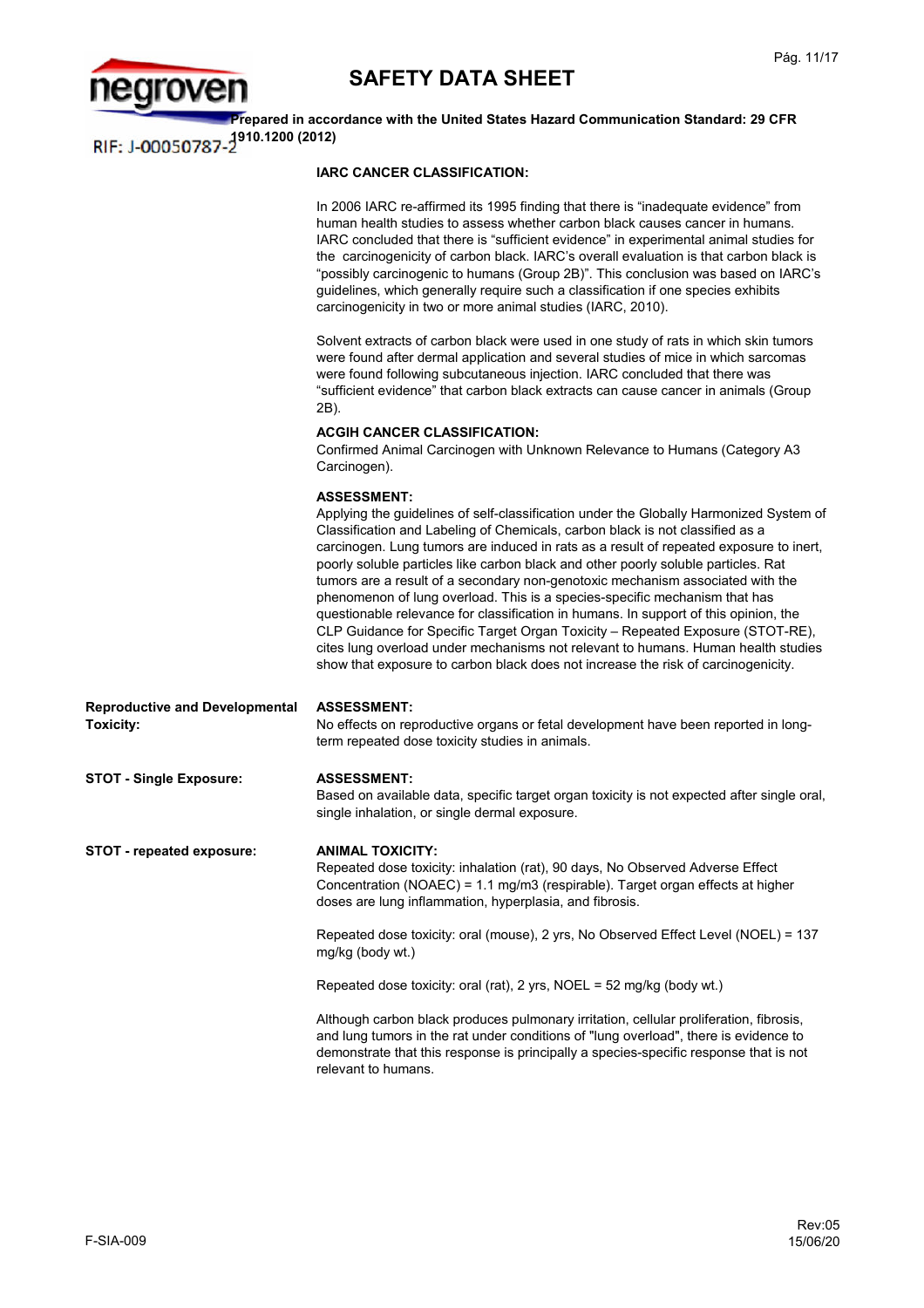**IARC CANCER CLASSIFICATION:**

In 2006 IARC re-affirmed its 1995 finding that there is “inadequate evidence” from human health studies to assess whether carbon black causes cancer in humans. IARC concluded that there is “sufficient evidence” in experimental animal studies for the carcinogenicity of carbon black. IARC’s overall evaluation is that carbon black is “possibly carcinogenic to humans (Group 2B)”. This conclusion was based on IARC’s guidelines, which generally require such a classification if one species exhibits carcinogenicity in two or more animal studies (IARC, 2010).

Solvent extracts of carbon black were used in one study of rats in which skin tumors were found after dermal application and several studies of mice in which sarcomas were found following subcutaneous injection. IARC concluded that there was “sufficient evidence” that carbon black extracts can cause cancer in animals (Group 2B).

**ACGIH CANCER CLASSIFICATION:**
Confirmed Animal Carcinogen with Unknown Relevance to Humans (Category A3 Carcinogen).

**ASSESSMENT:**
Applying the guidelines of self-classification under the Globally Harmonized System of Classification and Labeling of Chemicals, carbon black is not classified as a carcinogen. Lung tumors are induced in rats as a result of repeated exposure to inert, poorly soluble particles like carbon black and other poorly soluble particles. Rat tumors are a result of a secondary non-genotoxic mechanism associated with the phenomenon of lung overload. This is a species-specific mechanism that has questionable relevance for classification in humans. In support of this opinion, the CLP Guidance for Specific Target Organ Toxicity – Repeated Exposure (STOT-RE), cites lung overload under mechanisms not relevant to humans. Human health studies show that exposure to carbon black does not increase the risk of carcinogenicity.

**Reproductive and Developmental Toxicity:**

**ASSESSMENT:**
No effects on reproductive organs or fetal development have been reported in long-term repeated dose toxicity studies in animals.

**STOT - Single Exposure:**

**ASSESSMENT:**
Based on available data, specific target organ toxicity is not expected after single oral, single inhalation, or single dermal exposure.

**STOT - repeated exposure:**

**ANIMAL TOXICITY:**
Repeated dose toxicity: inhalation (rat), 90 days, No Observed Adverse Effect Concentration (NOAEC) = 1.1 mg/m3 (respirable). Target organ effects at higher doses are lung inflammation, hyperplasia, and fibrosis.

Repeated dose toxicity: oral (mouse), 2 yrs, No Observed Effect Level (NOEL) = 137 mg/kg (body wt.)

Repeated dose toxicity: oral (rat), 2 yrs, NOEL = 52 mg/kg (body wt.)

Although carbon black produces pulmonary irritation, cellular proliferation, fibrosis, and lung tumors in the rat under conditions of "lung overload", there is evidence to demonstrate that this response is principally a species-specific response that is not relevant to humans.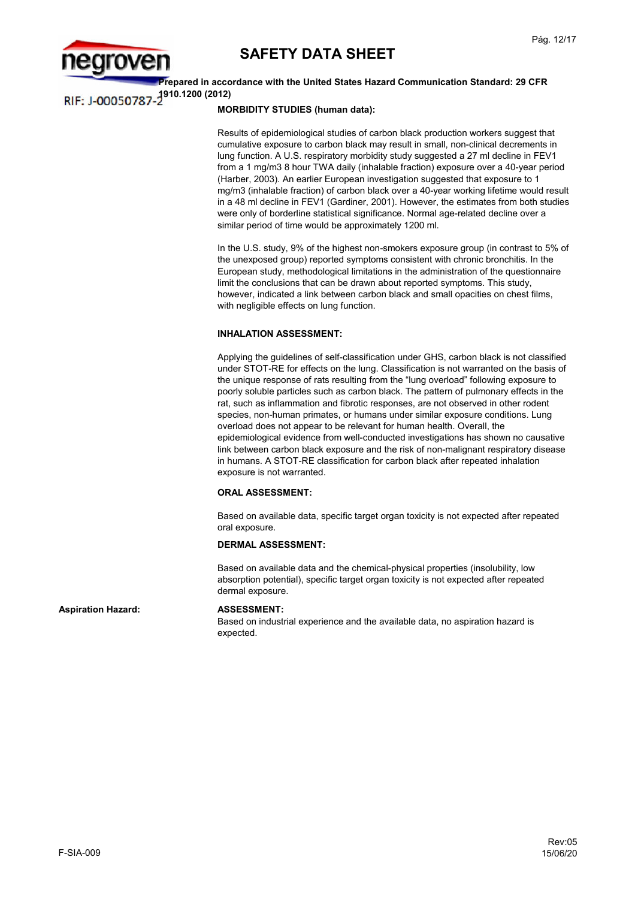**MORBIDITY STUDIES (human data):**

Results of epidemiological studies of carbon black production workers suggest that cumulative exposure to carbon black may result in small, non-clinical decrements in lung function. A U.S. respiratory morbidity study suggested a 27 ml decline in FEV1 from a 1 mg/m3 8 hour TWA daily (inhalable fraction) exposure over a 40-year period (Harber, 2003). An earlier European investigation suggested that exposure to 1 mg/m3 (inhalable fraction) of carbon black over a 40-year working lifetime would result in a 48 ml decline in FEV1 (Gardiner, 2001). However, the estimates from both studies were only of borderline statistical significance. Normal age-related decline over a similar period of time would be approximately 1200 ml.

In the U.S. study, 9% of the highest non-smokers exposure group (in contrast to 5% of the unexposed group) reported symptoms consistent with chronic bronchitis. In the European study, methodological limitations in the administration of the questionnaire limit the conclusions that can be drawn about reported symptoms. This study, however, indicated a link between carbon black and small opacities on chest films, with negligible effects on lung function.

**INHALATION ASSESSMENT:**

Applying the guidelines of self-classification under GHS, carbon black is not classified under STOT-RE for effects on the lung. Classification is not warranted on the basis of the unique response of rats resulting from the “lung overload” following exposure to poorly soluble particles such as carbon black. The pattern of pulmonary effects in the rat, such as inflammation and fibrotic responses, are not observed in other rodent species, non-human primates, or humans under similar exposure conditions. Lung overload does not appear to be relevant for human health. Overall, the epidemiological evidence from well-conducted investigations has shown no causative link between carbon black exposure and the risk of non-malignant respiratory disease in humans. A STOT-RE classification for carbon black after repeated inhalation exposure is not warranted.

**ORAL ASSESSMENT:**

Based on available data, specific target organ toxicity is not expected after repeated oral exposure.

**DERMAL ASSESSMENT:**

Based on available data and the chemical-physical properties (insolubility, low absorption potential), specific target organ toxicity is not expected after repeated dermal exposure.

**Aspiration Hazard:**

**ASSESSMENT:**
Based on industrial experience and the available data, no aspiration hazard is expected.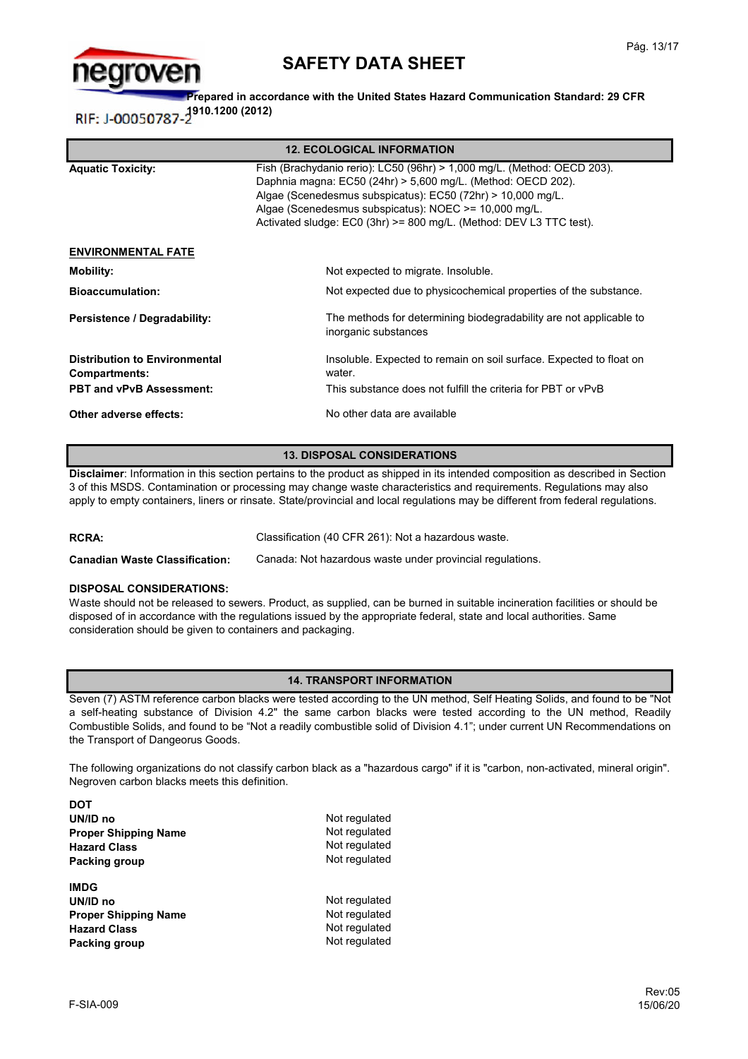## 12. ECOLOGICAL INFORMATION

**Aquatic Toxicity:**
Fish (Brachydanio rerio): LC50 (96hr) > 1,000 mg/L. (Method: OECD 203).
Daphnia magna: EC50 (24hr) > 5,600 mg/L. (Method: OECD 202).
Algae (Scenedesmus subspicatus): EC50 (72hr) > 10,000 mg/L.
Algae (Scenedesmus subspicatus): NOEC >= 10,000 mg/L.
Activated sludge: EC0 (3hr) >= 800 mg/L. (Method: DEV L3 TTC test).

**ENVIRONMENTAL FATE**

| | |
|---|---|
| **Mobility:** | Not expected to migrate. Insoluble. |
| **Bioaccumulation:** | Not expected due to physicochemical properties of the substance. |
| **Persistence / Degradability:** | The methods for determining biodegradability are not applicable to inorganic substances |
| **Distribution to Environmental Compartments:** | Insoluble. Expected to remain on soil surface. Expected to float on water. |
| **PBT and vPvB Assessment:** | This substance does not fulfill the criteria for PBT or vPvB |
| **Other adverse effects:** | No other data are available |

## 13. DISPOSAL CONSIDERATIONS

**Disclaimer**: Information in this section pertains to the product as shipped in its intended composition as described in Section 3 of this MSDS. Contamination or processing may change waste characteristics and requirements. Regulations may also apply to empty containers, liners or rinsate. State/provincial and local regulations may be different from federal regulations.

| | |
|---|---|
| **RCRA:** | Classification (40 CFR 261): Not a hazardous waste. |
| **Canadian Waste Classification:** | Canada: Not hazardous waste under provincial regulations. |

**DISPOSAL CONSIDERATIONS:**
Waste should not be released to sewers. Product, as supplied, can be burned in suitable incineration facilities or should be disposed of in accordance with the regulations issued by the appropriate federal, state and local authorities. Same consideration should be given to containers and packaging.

## 14. TRANSPORT INFORMATION

Seven (7) ASTM reference carbon blacks were tested according to the UN method, Self Heating Solids, and found to be "Not a self-heating substance of Division 4.2" the same carbon blacks were tested according to the UN method, Readily Combustible Solids, and found to be "Not a readily combustible solid of Division 4.1"; under current UN Recommendations on the Transport of Dangeorus Goods.

The following organizations do not classify carbon black as a "hazardous cargo" if it is "carbon, non-activated, mineral origin". Negroven carbon blacks meets this definition.

**DOT**

| | |
|---|---|
| **UN/ID no** | Not regulated |
| **Proper Shipping Name** | Not regulated |
| **Hazard Class** | Not regulated |
| **Packing group** | Not regulated |

**IMDG**

| | |
|---|---|
| **UN/ID no** | Not regulated |
| **Proper Shipping Name** | Not regulated |
| **Hazard Class** | Not regulated |
| **Packing group** | Not regulated |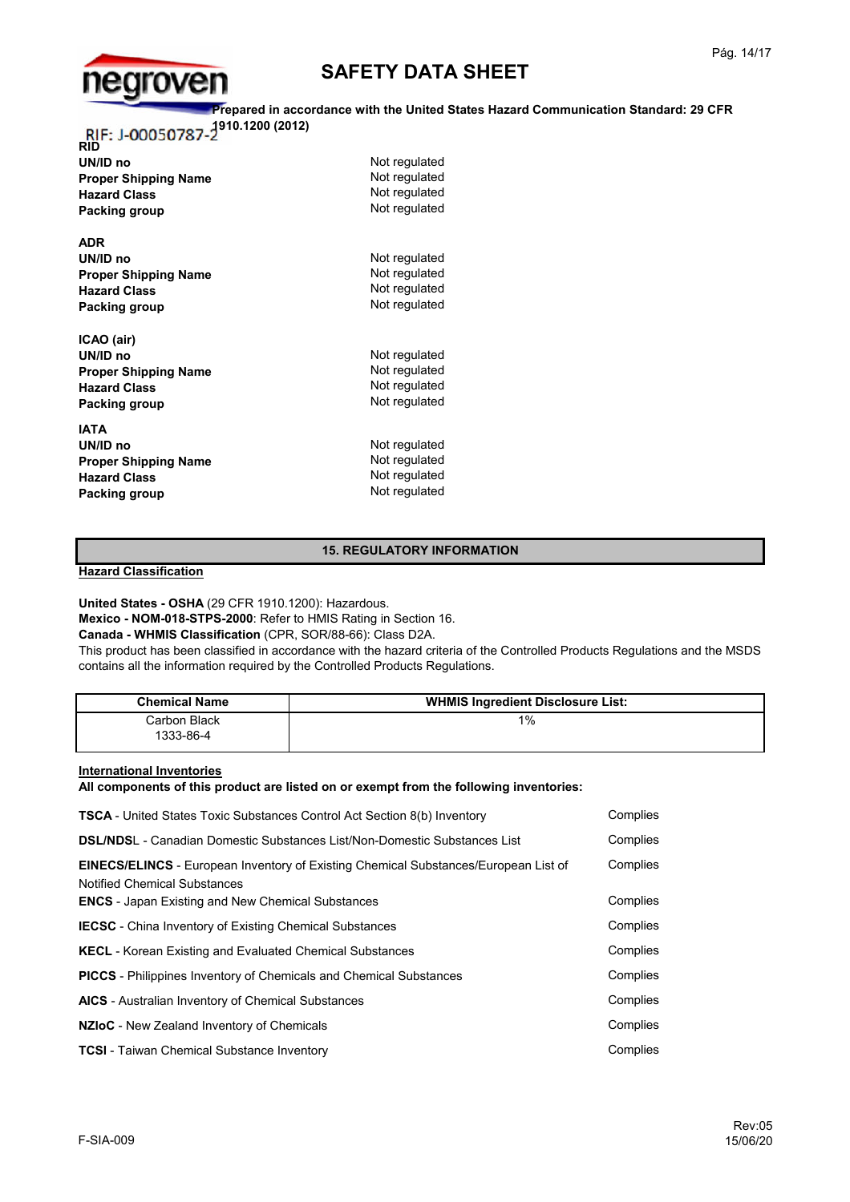**RID**

| | |
|---|---|
| **UN/ID no** | Not regulated |
| **Proper Shipping Name** | Not regulated |
| **Hazard Class** | Not regulated |
| **Packing group** | Not regulated |

**ADR**

| | |
|---|---|
| **UN/ID no** | Not regulated |
| **Proper Shipping Name** | Not regulated |
| **Hazard Class** | Not regulated |
| **Packing group** | Not regulated |

**ICAO (air)**

| | |
|---|---|
| **UN/ID no** | Not regulated |
| **Proper Shipping Name** | Not regulated |
| **Hazard Class** | Not regulated |
| **Packing group** | Not regulated |

**IATA**

| | |
|---|---|
| **UN/ID no** | Not regulated |
| **Proper Shipping Name** | Not regulated |
| **Hazard Class** | Not regulated |
| **Packing group** | Not regulated |

## 15. REGULATORY INFORMATION

**Hazard Classification**

**United States - OSHA** (29 CFR 1910.1200): Hazardous.
**Mexico - NOM-018-STPS-2000**: Refer to HMIS Rating in Section 16.
**Canada - WHMIS Classification** (CPR, SOR/88-66): Class D2A.
This product has been classified in accordance with the hazard criteria of the Controlled Products Regulations and the MSDS contains all the information required by the Controlled Products Regulations.

| Chemical Name | WHMIS Ingredient Disclosure List: |
|---|---|
| Carbon Black 1333-86-4 | 1% |

**International Inventories**
**All components of this product are listed on or exempt from the following inventories:**

| | |
|---|---|
| **TSCA** - United States Toxic Substances Control Act Section 8(b) Inventory | Complies |
| **DSL/NDSL** - Canadian Domestic Substances List/Non-Domestic Substances List | Complies |
| **EINECS/ELINCS** - European Inventory of Existing Chemical Substances/European List of Notified Chemical Substances | Complies |
| **ENCS** - Japan Existing and New Chemical Substances | Complies |
| **IECSC** - China Inventory of Existing Chemical Substances | Complies |
| **KECL** - Korean Existing and Evaluated Chemical Substances | Complies |
| **PICCS** - Philippines Inventory of Chemicals and Chemical Substances | Complies |
| **AICS** - Australian Inventory of Chemical Substances | Complies |
| **NZIoC** - New Zealand Inventory of Chemicals | Complies |
| **TCSI** - Taiwan Chemical Substance Inventory | Complies |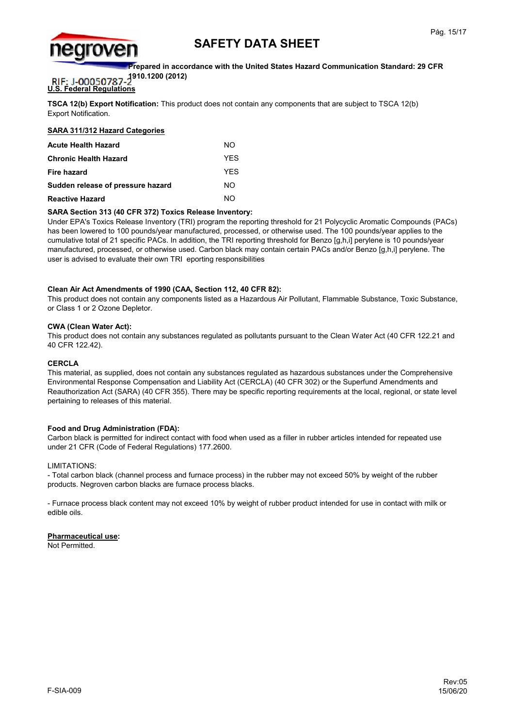## U.S. Federal Regulations

**TSCA 12(b) Export Notification:** This product does not contain any components that are subject to TSCA 12(b) Export Notification.

**SARA 311/312 Hazard Categories**

| | |
|---|---|
| **Acute Health Hazard** | NO |
| **Chronic Health Hazard** | YES |
| **Fire hazard** | YES |
| **Sudden release of pressure hazard** | NO |
| **Reactive Hazard** | NO |

**SARA Section 313 (40 CFR 372) Toxics Release Inventory:**
Under EPA's Toxics Release Inventory (TRI) program the reporting threshold for 21 Polycyclic Aromatic Compounds (PACs) has been lowered to 100 pounds/year manufactured, processed, or otherwise used. The 100 pounds/year applies to the cumulative total of 21 specific PACs. In addition, the TRI reporting threshold for Benzo [g,h,i] perylene is 10 pounds/year manufactured, processed, or otherwise used. Carbon black may contain certain PACs and/or Benzo [g,h,i] perylene. The user is advised to evaluate their own TRI eporting responsibilities

**Clean Air Act Amendments of 1990 (CAA, Section 112, 40 CFR 82):**
This product does not contain any components listed as a Hazardous Air Pollutant, Flammable Substance, Toxic Substance, or Class 1 or 2 Ozone Depletor.

**CWA (Clean Water Act):**
This product does not contain any substances regulated as pollutants pursuant to the Clean Water Act (40 CFR 122.21 and 40 CFR 122.42).

**CERCLA**
This material, as supplied, does not contain any substances regulated as hazardous substances under the Comprehensive Environmental Response Compensation and Liability Act (CERCLA) (40 CFR 302) or the Superfund Amendments and Reauthorization Act (SARA) (40 CFR 355). There may be specific reporting requirements at the local, regional, or state level pertaining to releases of this material.

**Food and Drug Administration (FDA):**
Carbon black is permitted for indirect contact with food when used as a filler in rubber articles intended for repeated use under 21 CFR (Code of Federal Regulations) 177.2600.

LIMITATIONS:
- Total carbon black (channel process and furnace process) in the rubber may not exceed 50% by weight of the rubber products. Negroven carbon blacks are furnace process blacks.

- Furnace process black content may not exceed 10% by weight of rubber product intended for use in contact with milk or edible oils.

**Pharmaceutical use:**
Not Permitted.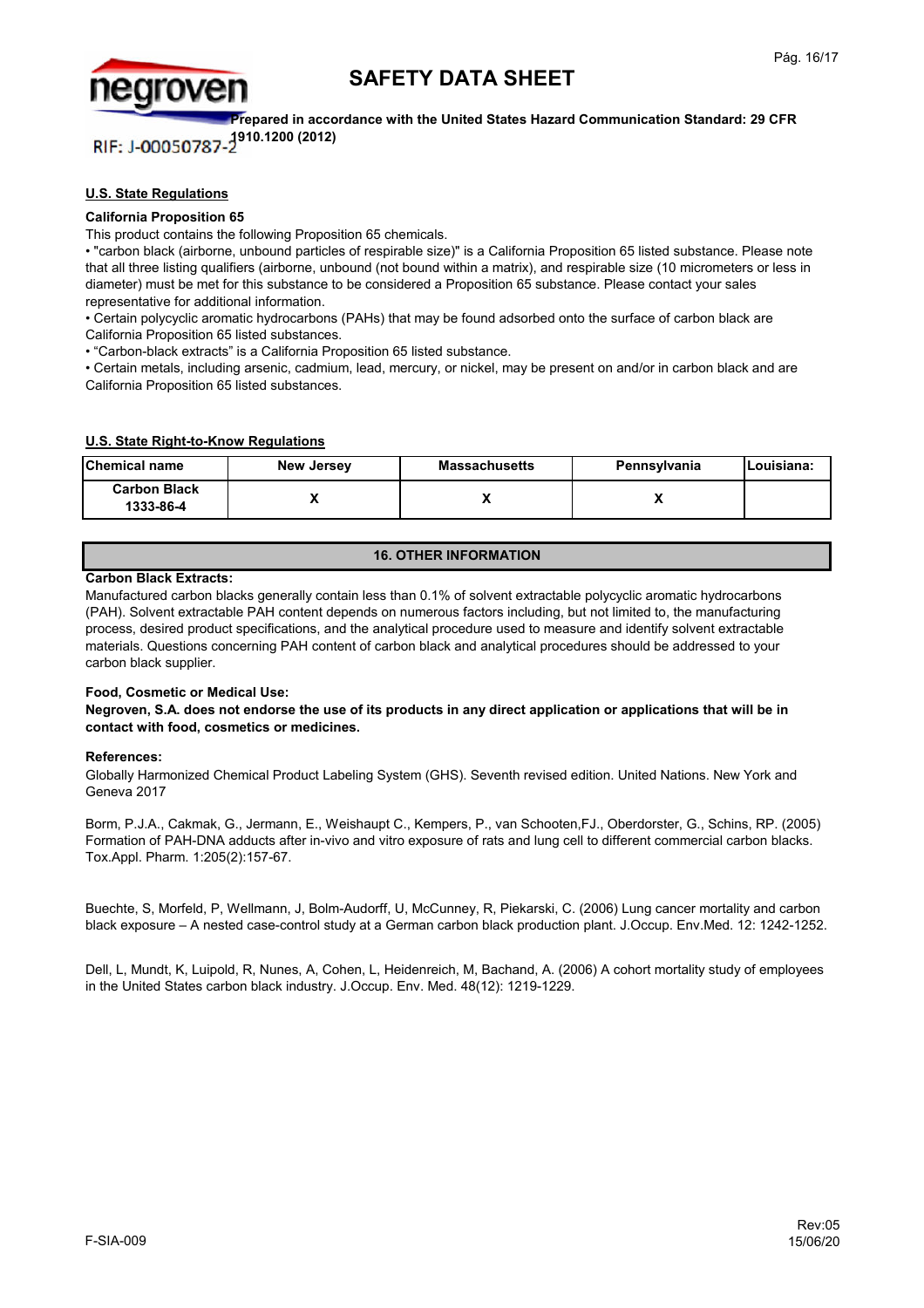### U.S. State Regulations

**California Proposition 65**

This product contains the following Proposition 65 chemicals.

- "carbon black (airborne, unbound particles of respirable size)" is a California Proposition 65 listed substance. Please note that all three listing qualifiers (airborne, unbound (not bound within a matrix), and respirable size (10 micrometers or less in diameter) must be met for this substance to be considered a Proposition 65 substance. Please contact your sales representative for additional information.
- Certain polycyclic aromatic hydrocarbons (PAHs) that may be found adsorbed onto the surface of carbon black are California Proposition 65 listed substances.
- "Carbon-black extracts" is a California Proposition 65 listed substance.
- Certain metals, including arsenic, cadmium, lead, mercury, or nickel, may be present on and/or in carbon black and are California Proposition 65 listed substances.

### U.S. State Right-to-Know Regulations

| Chemical name | New Jersey | Massachusetts | Pennsylvania | Louisiana: |
|---|---|---|---|---|
| Carbon Black 1333-86-4 | X | X | X | |

## 16. OTHER INFORMATION

**Carbon Black Extracts:**

Manufactured carbon blacks generally contain less than 0.1% of solvent extractable polycyclic aromatic hydrocarbons (PAH). Solvent extractable PAH content depends on numerous factors including, but not limited to, the manufacturing process, desired product specifications, and the analytical procedure used to measure and identify solvent extractable materials. Questions concerning PAH content of carbon black and analytical procedures should be addressed to your carbon black supplier.

**Food, Cosmetic or Medical Use:**

**Negroven, S.A. does not endorse the use of its products in any direct application or applications that will be in contact with food, cosmetics or medicines.**

**References:**

Globally Harmonized Chemical Product Labeling System (GHS). Seventh revised edition. United Nations. New York and Geneva 2017

Borm, P.J.A., Cakmak, G., Jermann, E., Weishaupt C., Kempers, P., van Schooten,FJ., Oberdorster, G., Schins, RP. (2005) Formation of PAH-DNA adducts after in-vivo and vitro exposure of rats and lung cell to different commercial carbon blacks. Tox.Appl. Pharm. 1:205(2):157-67.

Buechte, S, Morfeld, P, Wellmann, J, Bolm-Audorff, U, McCunney, R, Piekarski, C. (2006) Lung cancer mortality and carbon black exposure – A nested case-control study at a German carbon black production plant. J.Occup. Env.Med. 12: 1242-1252.

Dell, L, Mundt, K, Luipold, R, Nunes, A, Cohen, L, Heidenreich, M, Bachand, A. (2006) A cohort mortality study of employees in the United States carbon black industry. J.Occup. Env. Med. 48(12): 1219-1229.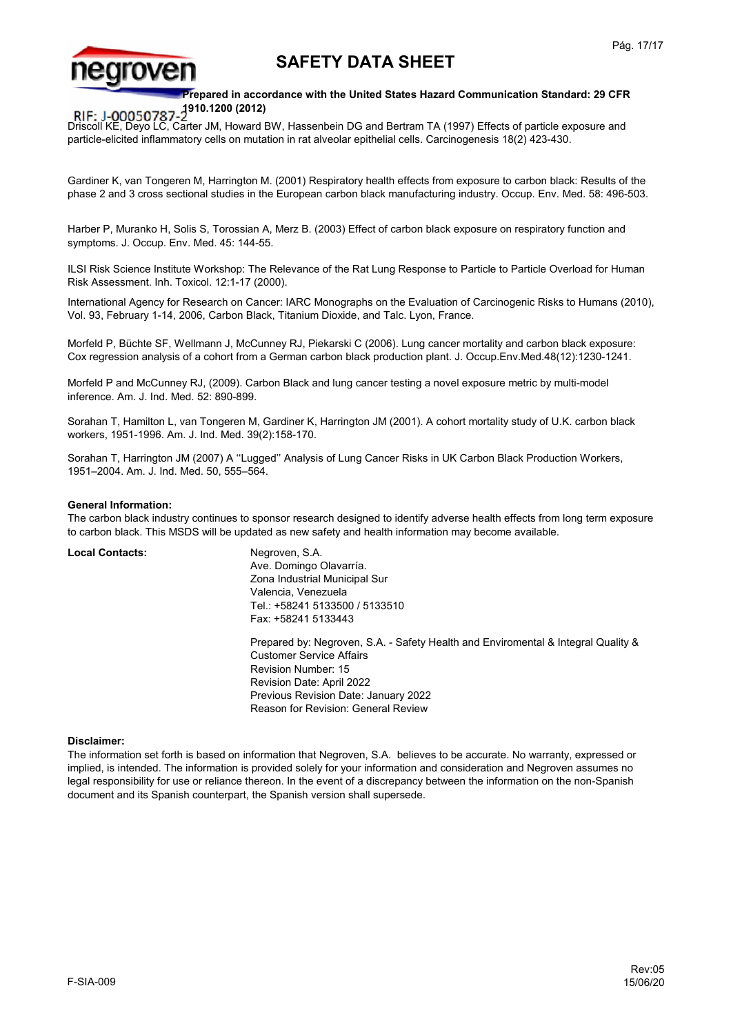Driscoll KE, Deyo LC, Carter JM, Howard BW, Hassenbein DG and Bertram TA (1997) Effects of particle exposure and particle-elicited inflammatory cells on mutation in rat alveolar epithelial cells. Carcinogenesis 18(2) 423-430.

Gardiner K, van Tongeren M, Harrington M. (2001) Respiratory health effects from exposure to carbon black: Results of the phase 2 and 3 cross sectional studies in the European carbon black manufacturing industry. Occup. Env. Med. 58: 496-503.

Harber P, Muranko H, Solis S, Torossian A, Merz B. (2003) Effect of carbon black exposure on respiratory function and symptoms. J. Occup. Env. Med. 45: 144-55.

ILSI Risk Science Institute Workshop: The Relevance of the Rat Lung Response to Particle to Particle Overload for Human Risk Assessment. Inh. Toxicol. 12:1-17 (2000).

International Agency for Research on Cancer: IARC Monographs on the Evaluation of Carcinogenic Risks to Humans (2010), Vol. 93, February 1-14, 2006, Carbon Black, Titanium Dioxide, and Talc. Lyon, France.

Morfeld P, Büchte SF, Wellmann J, McCunney RJ, Piekarski C (2006). Lung cancer mortality and carbon black exposure: Cox regression analysis of a cohort from a German carbon black production plant. J. Occup.Env.Med.48(12):1230-1241.

Morfeld P and McCunney RJ, (2009). Carbon Black and lung cancer testing a novel exposure metric by multi-model inference. Am. J. Ind. Med. 52: 890-899.

Sorahan T, Hamilton L, van Tongeren M, Gardiner K, Harrington JM (2001). A cohort mortality study of U.K. carbon black workers, 1951-1996. Am. J. Ind. Med. 39(2):158-170.

Sorahan T, Harrington JM (2007) A ''Lugged'' Analysis of Lung Cancer Risks in UK Carbon Black Production Workers, 1951–2004. Am. J. Ind. Med. 50, 555–564.

**General Information:**

The carbon black industry continues to sponsor research designed to identify adverse health effects from long term exposure to carbon black. This MSDS will be updated as new safety and health information may become available.

**Local Contacts:**

Negroven, S.A.
Ave. Domingo Olavarría.
Zona Industrial Municipal Sur
Valencia, Venezuela
Tel.: +58241 5133500 / 5133510
Fax: +58241 5133443

Prepared by: Negroven, S.A. - Safety Health and Enviromental & Integral Quality & Customer Service Affairs
Revision Number: 15
Revision Date: April 2022
Previous Revision Date: January 2022
Reason for Revision: General Review

**Disclaimer:**

The information set forth is based on information that Negroven, S.A. believes to be accurate. No warranty, expressed or implied, is intended. The information is provided solely for your information and consideration and Negroven assumes no legal responsibility for use or reliance thereon. In the event of a discrepancy between the information on the non-Spanish document and its Spanish counterpart, the Spanish version shall supersede.